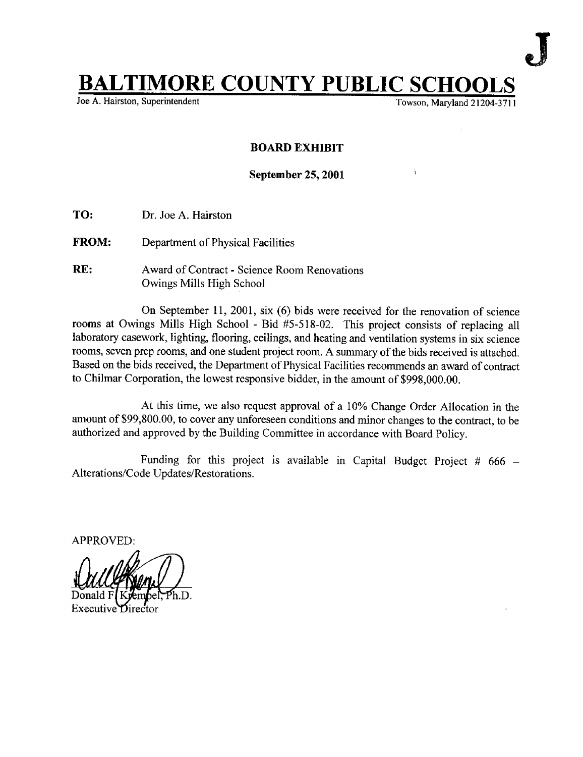J

# BALTIMORE COUNTY PUBLIC SCHOOLS

Joe A. Hairston, Superintendent

Towson, Maryland 21204-3711

**BOARD EXHIBIT**

**September 25, 2001**

**TO:** Dr. Joe A. Hairston

**FROM:** Department of Physical Facilities

**RE:** Award of Contract - Science Room Renovations
Owings Mills High School

On September 11, 2001, six (6) bids were received for the renovation of science rooms at Owings Mills High School - Bid #5-518-02. This project consists of replacing all laboratory casework, lighting, flooring, ceilings, and heating and ventilation systems in six science rooms, seven prep rooms, and one student project room. A summary of the bids received is attached. Based on the bids received, the Department of Physical Facilities recommends an award of contract to Chilmar Corporation, the lowest responsive bidder, in the amount of $998,000.00.

At this time, we also request approval of a 10% Change Order Allocation in the amount of $99,800.00, to cover any unforeseen conditions and minor changes to the contract, to be authorized and approved by the Building Committee in accordance with Board Policy.

Funding for this project is available in Capital Budget Project # 666 – Alterations/Code Updates/Restorations.

APPROVED:

Donald F. Krempel, Ph.D.
Executive Director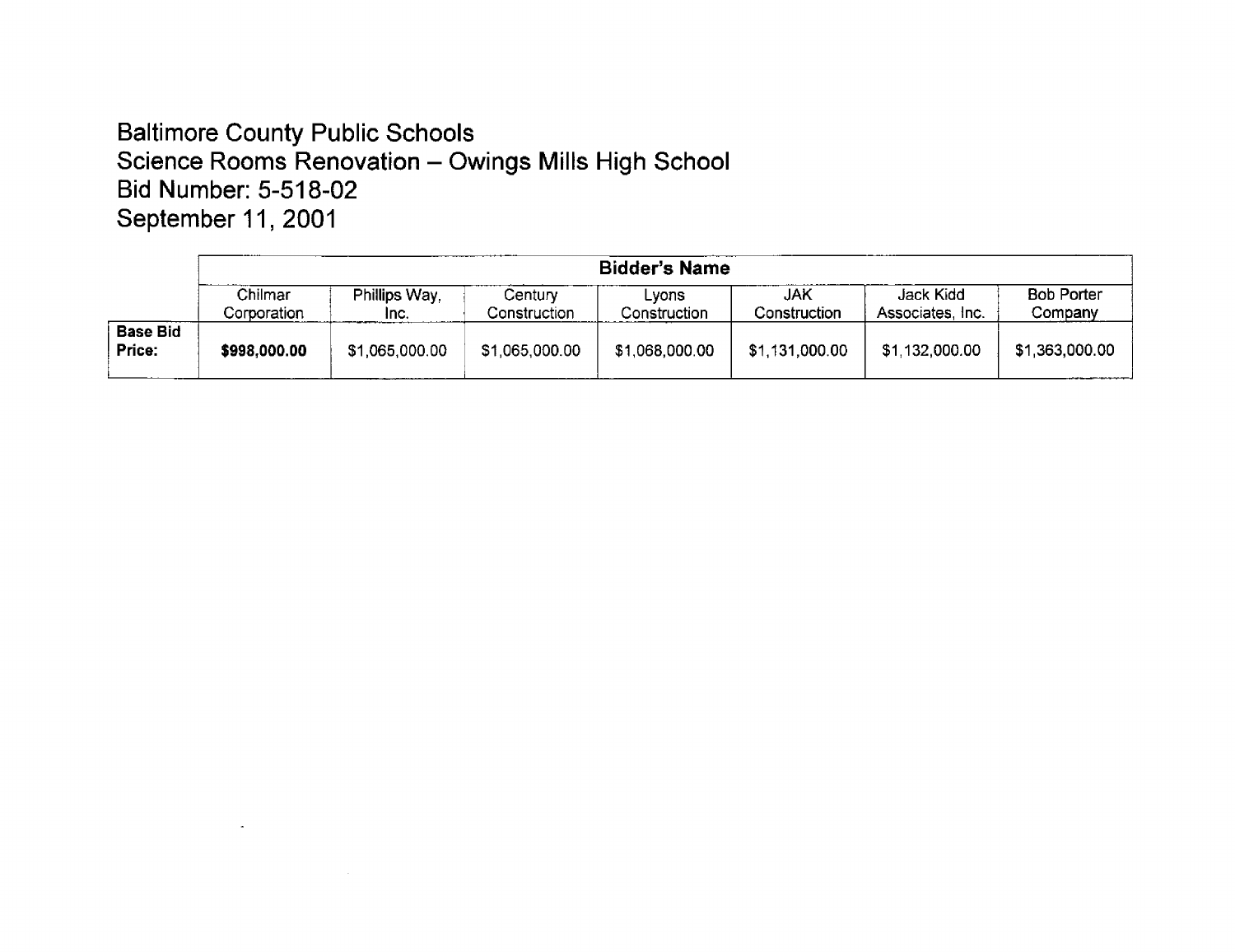Baltimore County Public Schools
Science Rooms Renovation – Owings Mills High School
Bid Number: 5-518-02
September 11, 2001

| | Bidder's Name | | | | | | |
|---|---|---|---|---|---|---|---|
| | Chilmar Corporation | Phillips Way, Inc. | Century Construction | Lyons Construction | JAK Construction | Jack Kidd Associates, Inc. | Bob Porter Company |
| **Base Bid Price:** | **$998,000.00** | $1,065,000.00 | $1,065,000.00 | $1,068,000.00 | $1,131,000.00 | $1,132,000.00 | $1,363,000.00 |